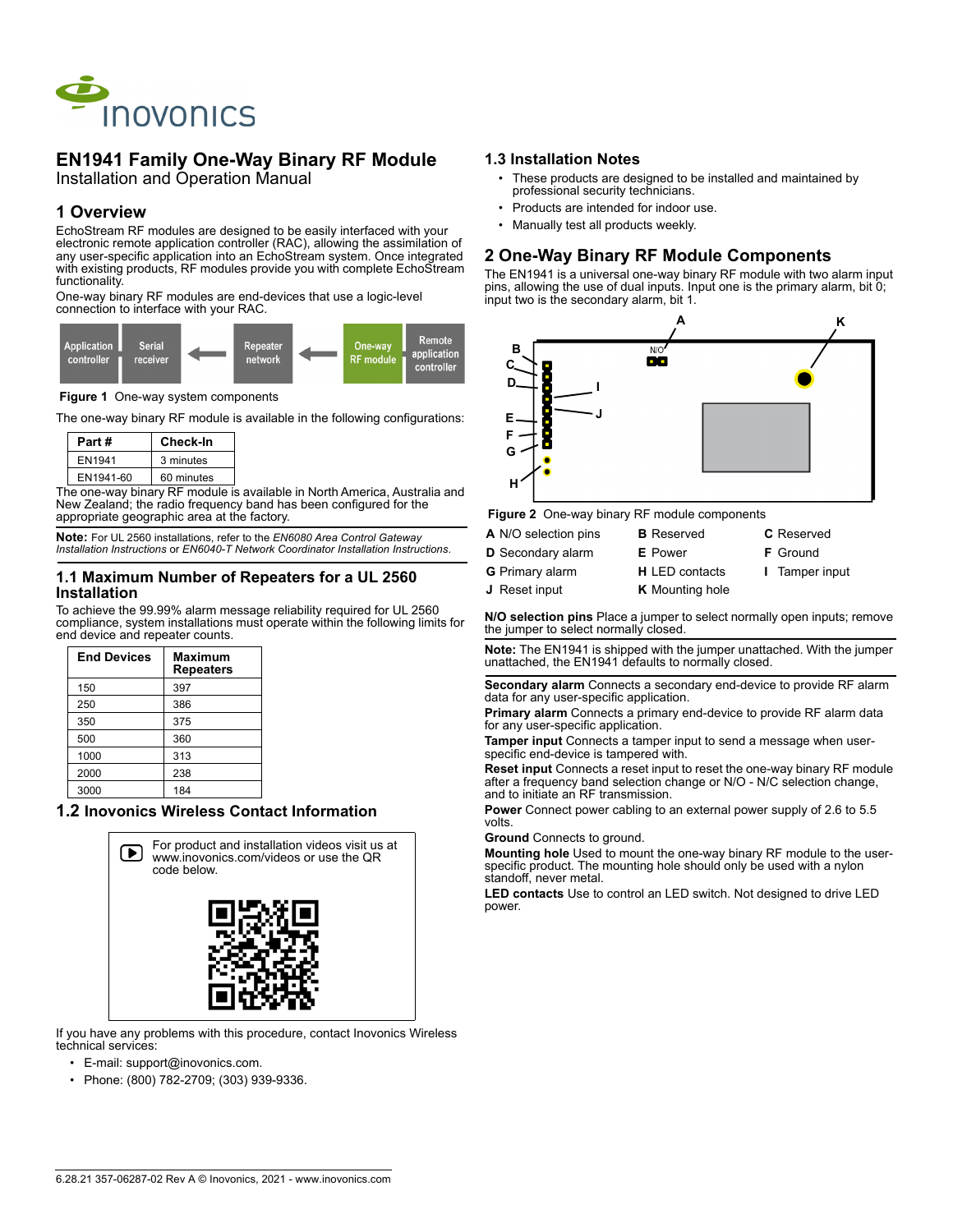# EN1941 Family One-Way Binary RF Module

Installation and Operation Manual

## 1 Overview

EchoStream RF modules are designed to be easily interfaced with your electronic remote application controller (RAC), allowing the assimilation of any user-specific application into an EchoStream system. Once integrated with existing products, RF modules provide you with complete EchoStream functionality.

One-way binary RF modules are end-devices that use a logic-level connection to interface with your RAC.

**Figure 1** One-way system components

The one-way binary RF module is available in the following configurations:

| Part # | Check-In |
|---|---|
| EN1941 | 3 minutes |
| EN1941-60 | 60 minutes |

The one-way binary RF module is available in North America, Australia and New Zealand; the radio frequency band has been configured for the appropriate geographic area at the factory.

**Note:** For UL 2560 installations, refer to the *EN6080 Area Control Gateway Installation Instructions* or *EN6040-T Network Coordinator Installation Instructions*.

### 1.1 Maximum Number of Repeaters for a UL 2560 Installation

To achieve the 99.99% alarm message reliability required for UL 2560 compliance, system installations must operate within the following limits for end device and repeater counts.

| End Devices | Maximum Repeaters |
|---|---|
| 150 | 397 |
| 250 | 386 |
| 350 | 375 |
| 500 | 360 |
| 1000 | 313 |
| 2000 | 238 |
| 3000 | 184 |

### 1.2 Inovonics Wireless Contact Information

For product and installation videos visit us at www.inovonics.com/videos or use the QR code below.

If you have any problems with this procedure, contact Inovonics Wireless technical services:

- E-mail: support@inovonics.com.
- Phone: (800) 782-2709; (303) 939-9336.

### 1.3 Installation Notes

- These products are designed to be installed and maintained by professional security technicians.
- Products are intended for indoor use.
- Manually test all products weekly.

## 2 One-Way Binary RF Module Components

The EN1941 is a universal one-way binary RF module with two alarm input pins, allowing the use of dual inputs. Input one is the primary alarm, bit 0; input two is the secondary alarm, bit 1.

**Figure 2** One-way binary RF module components

| | | |
|---|---|---|
| **A** N/O selection pins | **B** Reserved | **C** Reserved |
| **D** Secondary alarm | **E** Power | **F** Ground |
| **G** Primary alarm | **H** LED contacts | **I** Tamper input |
| **J** Reset input | **K** Mounting hole | |

**N/O selection pins** Place a jumper to select normally open inputs; remove the jumper to select normally closed.

**Note:** The EN1941 is shipped with the jumper unattached. With the jumper unattached, the EN1941 defaults to normally closed.

**Secondary alarm** Connects a secondary end-device to provide RF alarm data for any user-specific application.

**Primary alarm** Connects a primary end-device to provide RF alarm data for any user-specific application.

**Tamper input** Connects a tamper input to send a message when user-specific end-device is tampered with.

**Reset input** Connects a reset input to reset the one-way binary RF module after a frequency band selection change or N/O - N/C selection change, and to initiate an RF transmission.

**Power** Connect power cabling to an external power supply of 2.6 to 5.5 volts.

**Ground** Connects to ground.

**Mounting hole** Used to mount the one-way binary RF module to the user-specific product. The mounting hole should only be used with a nylon standoff, never metal.

**LED contacts** Use to control an LED switch. Not designed to drive LED power.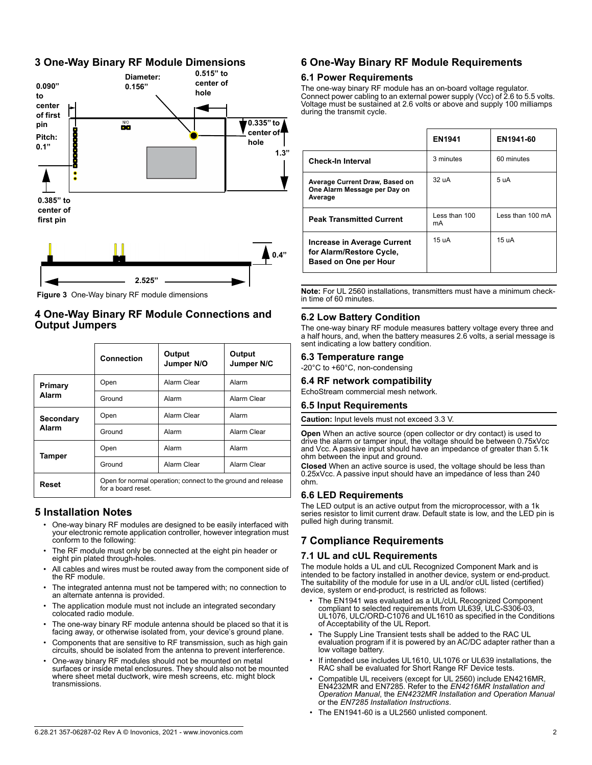## 3 One-Way Binary RF Module Dimensions

0.090" to center of first pin

Pitch: 0.1"

Diameter: 0.156"

0.515" to center of hole

0.335" to center of hole

1.3"

0.385" to center of first pin

0.4"

2.525"

**Figure 3** One-Way binary RF module dimensions

## 4 One-Way Binary RF Module Connections and Output Jumpers

| | Connection | Output Jumper N/O | Output Jumper N/C |
|---|---|---|---|
| **Primary Alarm** | Open | Alarm Clear | Alarm |
| | Ground | Alarm | Alarm Clear |
| **Secondary Alarm** | Open | Alarm Clear | Alarm |
| | Ground | Alarm | Alarm Clear |
| **Tamper** | Open | Alarm | Alarm |
| | Ground | Alarm Clear | Alarm Clear |
| **Reset** | Open for normal operation; connect to the ground and release for a board reset. | | |

## 5 Installation Notes

- One-way binary RF modules are designed to be easily interfaced with your electronic remote application controller, however integration must conform to the following:
- The RF module must only be connected at the eight pin header or eight pin plated through-holes.
- All cables and wires must be routed away from the component side of the RF module.
- The integrated antenna must not be tampered with; no connection to an alternate antenna is provided.
- The application module must not include an integrated secondary colocated radio module.
- The one-way binary RF module antenna should be placed so that it is facing away, or otherwise isolated from, your device's ground plane.
- Components that are sensitive to RF transmission, such as high gain circuits, should be isolated from the antenna to prevent interference.
- One-way binary RF modules should not be mounted on metal surfaces or inside metal enclosures. They should also not be mounted where sheet metal ductwork, wire mesh screens, etc. might block transmissions.

## 6 One-Way Binary RF Module Requirements

### 6.1 Power Requirements

The one-way binary RF module has an on-board voltage regulator. Connect power cabling to an external power supply (Vcc) of 2.6 to 5.5 volts. Voltage must be sustained at 2.6 volts or above and supply 100 milliamps during the transmit cycle.

| | EN1941 | EN1941-60 |
|---|---|---|
| **Check-In Interval** | 3 minutes | 60 minutes |
| **Average Current Draw, Based on One Alarm Message per Day on Average** | 32 uA | 5 uA |
| **Peak Transmitted Current** | Less than 100 mA | Less than 100 mA |
| **Increase in Average Current for Alarm/Restore Cycle, Based on One per Hour** | 15 uA | 15 uA |

**Note:** For UL 2560 installations, transmitters must have a minimum check-in time of 60 minutes.

### 6.2 Low Battery Condition

The one-way binary RF module measures battery voltage every three and a half hours, and, when the battery measures 2.6 volts, a serial message is sent indicating a low battery condition.

### 6.3 Temperature range

-20°C to +60°C, non-condensing

### 6.4 RF network compatibility

EchoStream commercial mesh network.

### 6.5 Input Requirements

**Caution:** Input levels must not exceed 3.3 V.

**Open** When an active source (open collector or dry contact) is used to drive the alarm or tamper input, the voltage should be between 0.75xVcc and Vcc. A passive input should have an impedance of greater than 5.1k ohm between the input and ground.

**Closed** When an active source is used, the voltage should be less than 0.25xVcc. A passive input should have an impedance of less than 240 ohm.

### 6.6 LED Requirements

The LED output is an active output from the microprocessor, with a 1k series resistor to limit current draw. Default state is low, and the LED pin is pulled high during transmit.

## 7 Compliance Requirements

### 7.1 UL and cUL Requirements

The module holds a UL and cUL Recognized Component Mark and is intended to be factory installed in another device, system or end-product. The suitability of the module for use in a UL and/or cUL listed (certified) device, system or end-product, is restricted as follows:

- The EN1941 was evaluated as a UL/cUL Recognized Component compliant to selected requirements from UL639, ULC-S306-03, UL1076, ULC/ORD-C1076 and UL1610 as specified in the Conditions of Acceptability of the UL Report.
- The Supply Line Transient tests shall be added to the RAC UL evaluation program if it is powered by an AC/DC adapter rather than a low voltage battery.
- If intended use includes UL1610, UL1076 or UL639 installations, the RAC shall be evaluated for Short Range RF Device tests.
- Compatible UL receivers (except for UL 2560) include EN4216MR, EN4232MR and EN7285. Refer to the *EN4216MR Installation and Operation Manual*, the *EN4232MR Installation and Operation Manual* or the *EN7285 Installation Instructions*.
- The EN1941-60 is a UL2560 unlisted component.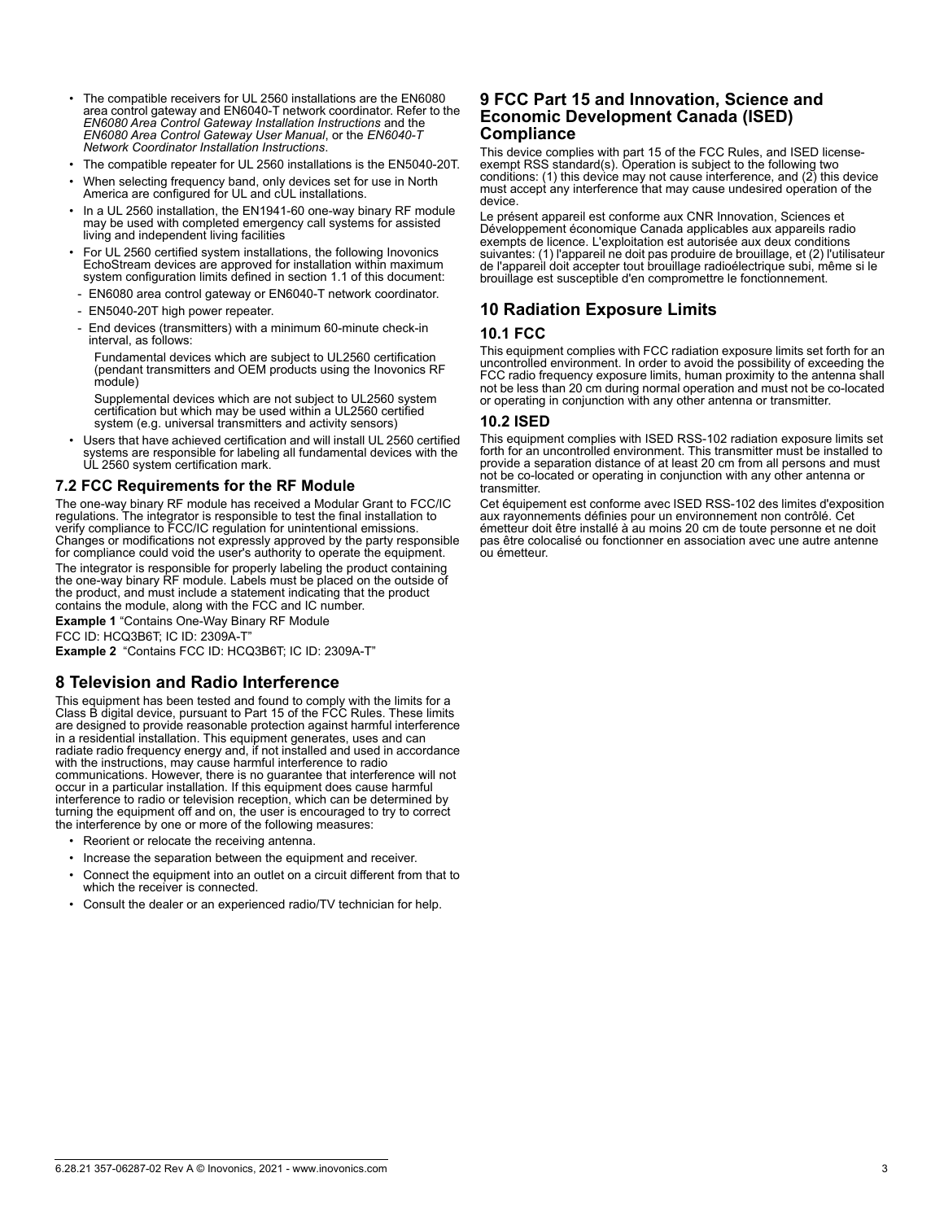- The compatible receivers for UL 2560 installations are the EN6080 area control gateway and EN6040-T network coordinator. Refer to the *EN6080 Area Control Gateway Installation Instructions* and the *EN6080 Area Control Gateway User Manual*, or the *EN6040-T Network Coordinator Installation Instructions*.
- The compatible repeater for UL 2560 installations is the EN5040-20T.
- When selecting frequency band, only devices set for use in North America are configured for UL and cUL installations.
- In a UL 2560 installation, the EN1941-60 one-way binary RF module may be used with completed emergency call systems for assisted living and independent living facilities
- For UL 2560 certified system installations, the following Inovonics EchoStream devices are approved for installation within maximum system configuration limits defined in section 1.1 of this document:
  - EN6080 area control gateway or EN6040-T network coordinator.
  - EN5040-20T high power repeater.
  - End devices (transmitters) with a minimum 60-minute check-in interval, as follows:

    Fundamental devices which are subject to UL2560 certification (pendant transmitters and OEM products using the Inovonics RF module)

    Supplemental devices which are not subject to UL2560 system certification but which may be used within a UL2560 certified system (e.g. universal transmitters and activity sensors)
- Users that have achieved certification and will install UL 2560 certified systems are responsible for labeling all fundamental devices with the UL 2560 system certification mark.

### 7.2 FCC Requirements for the RF Module

The one-way binary RF module has received a Modular Grant to FCC/IC regulations. The integrator is responsible to test the final installation to verify compliance to FCC/IC regulation for unintentional emissions. Changes or modifications not expressly approved by the party responsible for compliance could void the user's authority to operate the equipment.

The integrator is responsible for properly labeling the product containing the one-way binary RF module. Labels must be placed on the outside of the product, and must include a statement indicating that the product contains the module, along with the FCC and IC number.

**Example 1** "Contains One-Way Binary RF Module
FCC ID: HCQ3B6T; IC ID: 2309A-T"

**Example 2** "Contains FCC ID: HCQ3B6T; IC ID: 2309A-T"

## 8 Television and Radio Interference

This equipment has been tested and found to comply with the limits for a Class B digital device, pursuant to Part 15 of the FCC Rules. These limits are designed to provide reasonable protection against harmful interference in a residential installation. This equipment generates, uses and can radiate radio frequency energy and, if not installed and used in accordance with the instructions, may cause harmful interference to radio communications. However, there is no guarantee that interference will not occur in a particular installation. If this equipment does cause harmful interference to radio or television reception, which can be determined by turning the equipment off and on, the user is encouraged to try to correct the interference by one or more of the following measures:

- Reorient or relocate the receiving antenna.
- Increase the separation between the equipment and receiver.
- Connect the equipment into an outlet on a circuit different from that to which the receiver is connected.
- Consult the dealer or an experienced radio/TV technician for help.

## 9 FCC Part 15 and Innovation, Science and Economic Development Canada (ISED) Compliance

This device complies with part 15 of the FCC Rules, and ISED license-exempt RSS standard(s). Operation is subject to the following two conditions: (1) this device may not cause interference, and (2) this device must accept any interference that may cause undesired operation of the device.

Le présent appareil est conforme aux CNR Innovation, Sciences et Développement économique Canada applicables aux appareils radio exempts de licence. L'exploitation est autorisée aux deux conditions suivantes: (1) l'appareil ne doit pas produire de brouillage, et (2) l'utilisateur de l'appareil doit accepter tout brouillage radioélectrique subi, même si le brouillage est susceptible d'en compromettre le fonctionnement.

## 10 Radiation Exposure Limits

### 10.1 FCC

This equipment complies with FCC radiation exposure limits set forth for an uncontrolled environment. In order to avoid the possibility of exceeding the FCC radio frequency exposure limits, human proximity to the antenna shall not be less than 20 cm during normal operation and must not be co-located or operating in conjunction with any other antenna or transmitter.

### 10.2 ISED

This equipment complies with ISED RSS-102 radiation exposure limits set forth for an uncontrolled environment. This transmitter must be installed to provide a separation distance of at least 20 cm from all persons and must not be co-located or operating in conjunction with any other antenna or transmitter.

Cet équipement est conforme avec ISED RSS-102 des limites d'exposition aux rayonnements définies pour un environnement non contrôlé. Cet émetteur doit être installé à au moins 20 cm de toute personne et ne doit pas être colocalisé ou fonctionner en association avec une autre antenne ou émetteur.